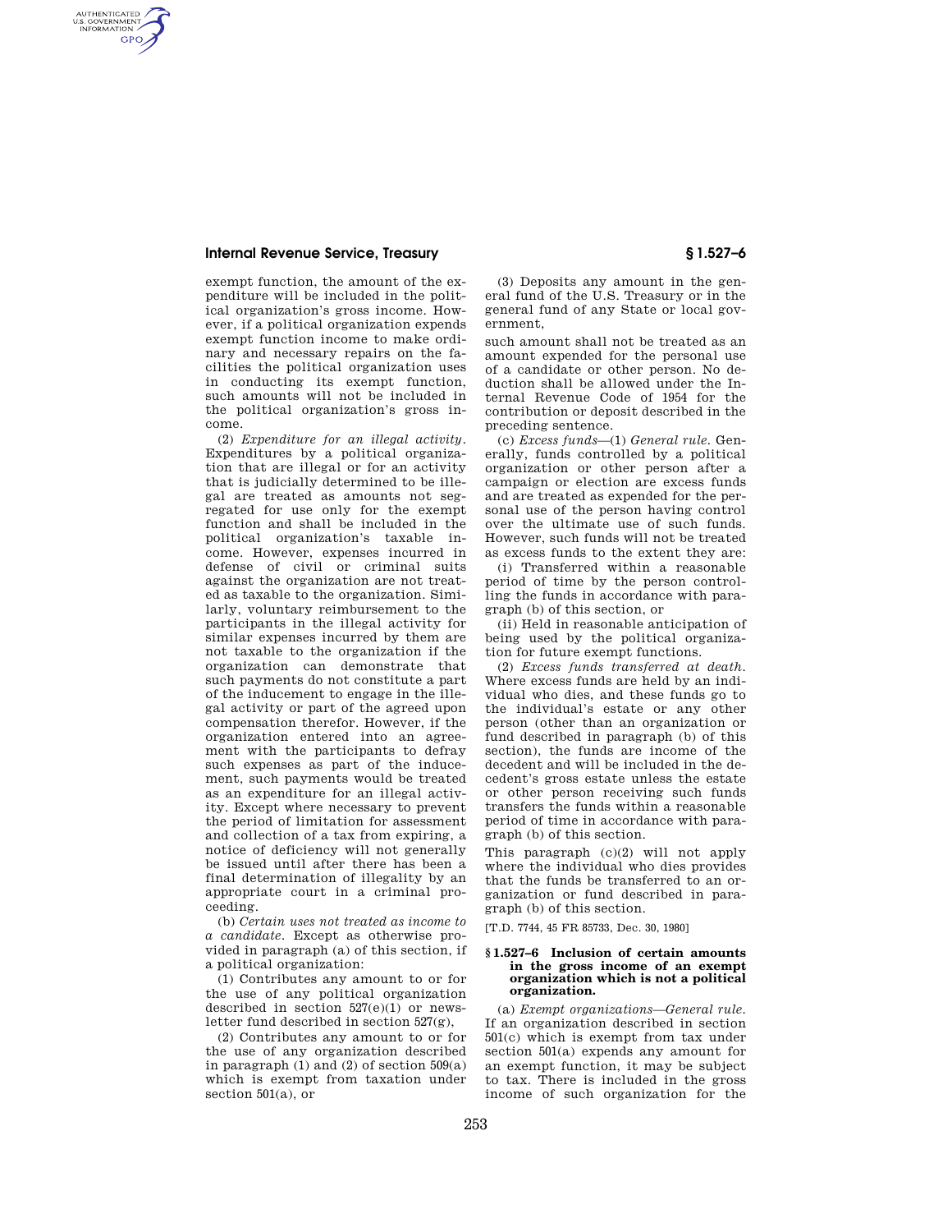exempt function, the amount of the expenditure will be included in the political organization's gross income. However, if a political organization expends exempt function income to make ordinary and necessary repairs on the facilities the political organization uses in conducting its exempt function, such amounts will not be included in the political organization's gross income.

(2) *Expenditure for an illegal activity*. Expenditures by a political organization that are illegal or for an activity that is judicially determined to be illegal are treated as amounts not segregated for use only for the exempt function and shall be included in the political organization's taxable income. However, expenses incurred in defense of civil or criminal suits against the organization are not treated as taxable to the organization. Similarly, voluntary reimbursement to the participants in the illegal activity for similar expenses incurred by them are not taxable to the organization if the organization can demonstrate that such payments do not constitute a part of the inducement to engage in the illegal activity or part of the agreed upon compensation therefor. However, if the organization entered into an agreement with the participants to defray such expenses as part of the inducement, such payments would be treated as an expenditure for an illegal activity. Except where necessary to prevent the period of limitation for assessment and collection of a tax from expiring, a notice of deficiency will not generally be issued until after there has been a final determination of illegality by an appropriate court in a criminal proceeding.

(b) *Certain uses not treated as income to a candidate*. Except as otherwise provided in paragraph (a) of this section, if a political organization:

(1) Contributes any amount to or for the use of any political organization described in section 527(e)(1) or newsletter fund described in section 527(g),

(2) Contributes any amount to or for the use of any organization described in paragraph (1) and (2) of section 509(a) which is exempt from taxation under section 501(a), or

(3) Deposits any amount in the general fund of the U.S. Treasury or in the general fund of any State or local government,

such amount shall not be treated as an amount expended for the personal use of a candidate or other person. No deduction shall be allowed under the Internal Revenue Code of 1954 for the contribution or deposit described in the preceding sentence.

(c) *Excess funds*—(1) *General rule*. Generally, funds controlled by a political organization or other person after a campaign or election are excess funds and are treated as expended for the personal use of the person having control over the ultimate use of such funds. However, such funds will not be treated as excess funds to the extent they are:

(i) Transferred within a reasonable period of time by the person controlling the funds in accordance with paragraph (b) of this section, or

(ii) Held in reasonable anticipation of being used by the political organization for future exempt functions.

(2) *Excess funds transferred at death*. Where excess funds are held by an individual who dies, and these funds go to the individual's estate or any other person (other than an organization or fund described in paragraph (b) of this section), the funds are income of the decedent and will be included in the decedent's gross estate unless the estate or other person receiving such funds transfers the funds within a reasonable period of time in accordance with paragraph (b) of this section.

This paragraph (c)(2) will not apply where the individual who dies provides that the funds be transferred to an organization or fund described in paragraph (b) of this section.

[T.D. 7744, 45 FR 85733, Dec. 30, 1980]

### § 1.527–6 Inclusion of certain amounts in the gross income of an exempt organization which is not a political organization.

(a) *Exempt organizations—General rule*. If an organization described in section 501(c) which is exempt from tax under section 501(a) expends any amount for an exempt function, it may be subject to tax. There is included in the gross income of such organization for the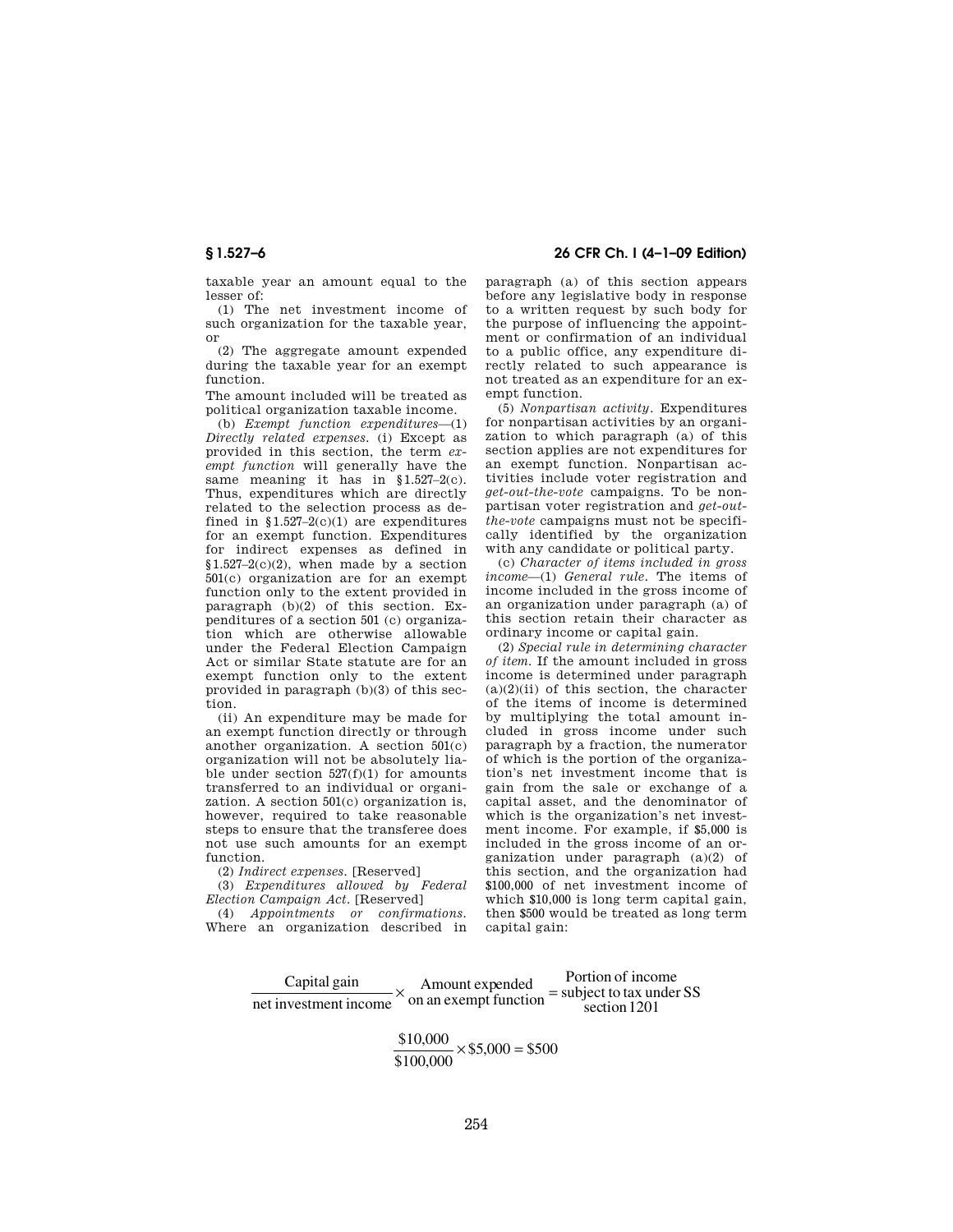taxable year an amount equal to the lesser of:

(1) The net investment income of such organization for the taxable year, or

(2) The aggregate amount expended during the taxable year for an exempt function.

The amount included will be treated as political organization taxable income.

(b) *Exempt function expenditures*—(1) *Directly related expenses.* (i) Except as provided in this section, the term *exempt function* will generally have the same meaning it has in §1.527–2(c). Thus, expenditures which are directly related to the selection process as defined in §1.527–2(c)(1) are expenditures for an exempt function. Expenditures for indirect expenses as defined in §1.527–2(c)(2), when made by a section 501(c) organization are for an exempt function only to the extent provided in paragraph (b)(2) of this section. Expenditures of a section 501 (c) organization which are otherwise allowable under the Federal Election Campaign Act or similar State statute are for an exempt function only to the extent provided in paragraph (b)(3) of this section.

(ii) An expenditure may be made for an exempt function directly or through another organization. A section 501(c) organization will not be absolutely liable under section 527(f)(1) for amounts transferred to an individual or organization. A section 501(c) organization is, however, required to take reasonable steps to ensure that the transferee does not use such amounts for an exempt function.

(2) *Indirect expenses.* [Reserved]

(3) *Expenditures allowed by Federal Election Campaign Act.* [Reserved]

(4) *Appointments or confirmations.* Where an organization described in paragraph (a) of this section appears before any legislative body in response to a written request by such body for the purpose of influencing the appointment or confirmation of an individual to a public office, any expenditure directly related to such appearance is not treated as an expenditure for an exempt function.

(5) *Nonpartisan activity.* Expenditures for nonpartisan activities by an organization to which paragraph (a) of this section applies are not expenditures for an exempt function. Nonpartisan activities include voter registration and *get-out-the-vote* campaigns. To be nonpartisan voter registration and *get-out-the-vote* campaigns must not be specifically identified by the organization with any candidate or political party.

(c) *Character of items included in gross income*—(1) *General rule.* The items of income included in the gross income of an organization under paragraph (a) of this section retain their character as ordinary income or capital gain.

(2) *Special rule in determining character of item.* If the amount included in gross income is determined under paragraph (a)(2)(ii) of this section, the character of the items of income is determined by multiplying the total amount included in gross income under such paragraph by a fraction, the numerator of which is the portion of the organization's net investment income that is gain from the sale or exchange of a capital asset, and the denominator of which is the organization's net investment income. For example, if \$5,000 is included in the gross income of an organization under paragraph (a)(2) of this section, and the organization had \$100,000 of net investment income of which \$10,000 is long term capital gain, then \$500 would be treated as long term capital gain:

$$\frac{\text{Capital gain}}{\text{net investment income}} \times \begin{array}{c}\text{Amount expended}\\ \text{on an exempt function}\end{array} = \begin{array}{c}\text{Portion of income}\\ \text{subject to tax under SS}\\ \text{section 1201}\end{array}$$

$$\frac{\$10{,}000}{\$100{,}000} \times \$5{,}000 = \$500$$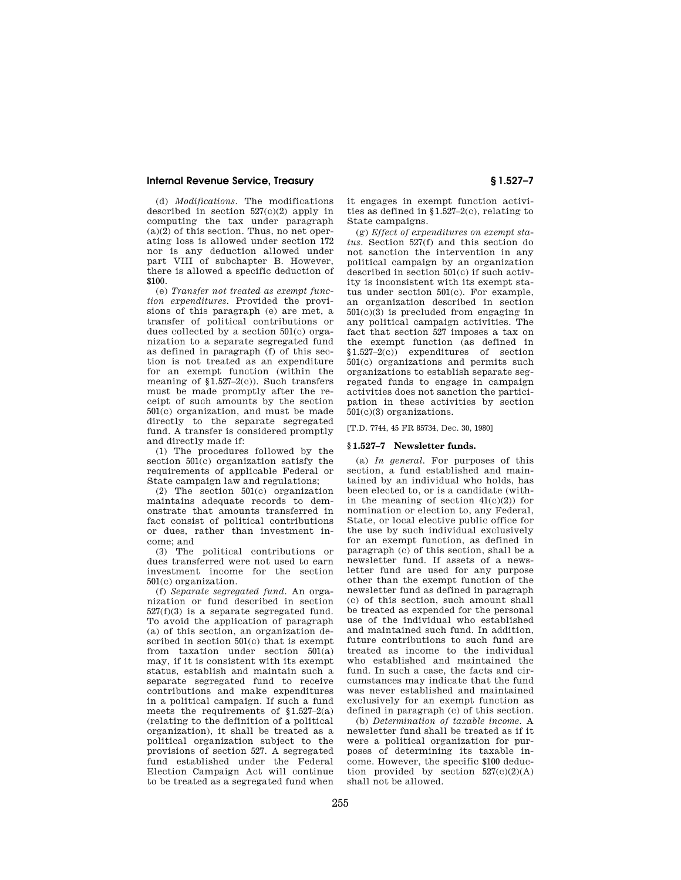(d) *Modifications.* The modifications described in section 527(c)(2) apply in computing the tax under paragraph (a)(2) of this section. Thus, no net operating loss is allowed under section 172 nor is any deduction allowed under part VIII of subchapter B. However, there is allowed a specific deduction of $100.

(e) *Transfer not treated as exempt function expenditures.* Provided the provisions of this paragraph (e) are met, a transfer of political contributions or dues collected by a section 501(c) organization to a separate segregated fund as defined in paragraph (f) of this section is not treated as an expenditure for an exempt function (within the meaning of §1.527–2(c)). Such transfers must be made promptly after the receipt of such amounts by the section 501(c) organization, and must be made directly to the separate segregated fund. A transfer is considered promptly and directly made if:

(1) The procedures followed by the section 501(c) organization satisfy the requirements of applicable Federal or State campaign law and regulations;

(2) The section 501(c) organization maintains adequate records to demonstrate that amounts transferred in fact consist of political contributions or dues, rather than investment income; and

(3) The political contributions or dues transferred were not used to earn investment income for the section 501(c) organization.

(f) *Separate segregated fund.* An organization or fund described in section 527(f)(3) is a separate segregated fund. To avoid the application of paragraph (a) of this section, an organization described in section 501(c) that is exempt from taxation under section 501(a) may, if it is consistent with its exempt status, establish and maintain such a separate segregated fund to receive contributions and make expenditures in a political campaign. If such a fund meets the requirements of §1.527–2(a) (relating to the definition of a political organization), it shall be treated as a political organization subject to the provisions of section 527. A segregated fund established under the Federal Election Campaign Act will continue to be treated as a segregated fund when it engages in exempt function activities as defined in §1.527–2(c), relating to State campaigns.

(g) *Effect of expenditures on exempt status.* Section 527(f) and this section do not sanction the intervention in any political campaign by an organization described in section 501(c) if such activity is inconsistent with its exempt status under section 501(c). For example, an organization described in section 501(c)(3) is precluded from engaging in any political campaign activities. The fact that section 527 imposes a tax on the exempt function (as defined in §1.527–2(c)) expenditures of section 501(c) organizations and permits such organizations to establish separate segregated funds to engage in campaign activities does not sanction the participation in these activities by section 501(c)(3) organizations.

[T.D. 7744, 45 FR 85734, Dec. 30, 1980]

## § 1.527–7 Newsletter funds.

(a) *In general.* For purposes of this section, a fund established and maintained by an individual who holds, has been elected to, or is a candidate (within the meaning of section 41(c)(2)) for nomination or election to, any Federal, State, or local elective public office for the use by such individual exclusively for an exempt function, as defined in paragraph (c) of this section, shall be a newsletter fund. If assets of a newsletter fund are used for any purpose other than the exempt function of the newsletter fund as defined in paragraph (c) of this section, such amount shall be treated as expended for the personal use of the individual who established and maintained such fund. In addition, future contributions to such fund are treated as income to the individual who established and maintained the fund. In such a case, the facts and circumstances may indicate that the fund was never established and maintained exclusively for an exempt function as defined in paragraph (c) of this section.

(b) *Determination of taxable income.* A newsletter fund shall be treated as if it were a political organization for purposes of determining its taxable income. However, the specific $100 deduction provided by section 527(c)(2)(A) shall not be allowed.